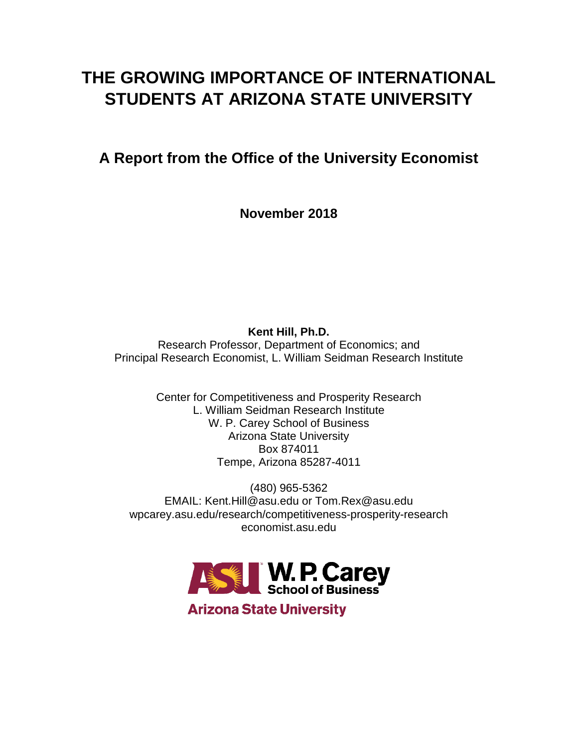# THE GROWING IMPORTANCE OF INTERNATIONAL STUDENTS AT ARIZONA STATE UNIVERSITY

## A Report from the Office of the University Economist

**November 2018**

**Kent Hill, Ph.D.**
Research Professor, Department of Economics; and
Principal Research Economist, L. William Seidman Research Institute

Center for Competitiveness and Prosperity Research
L. William Seidman Research Institute
W. P. Carey School of Business
Arizona State University
Box 874011
Tempe, Arizona 85287-4011

(480) 965-5362
EMAIL: Kent.Hill@asu.edu or Tom.Rex@asu.edu
wpcarey.asu.edu/research/competitiveness-prosperity-research
economist.asu.edu

ASU W. P. Carey School of Business
Arizona State University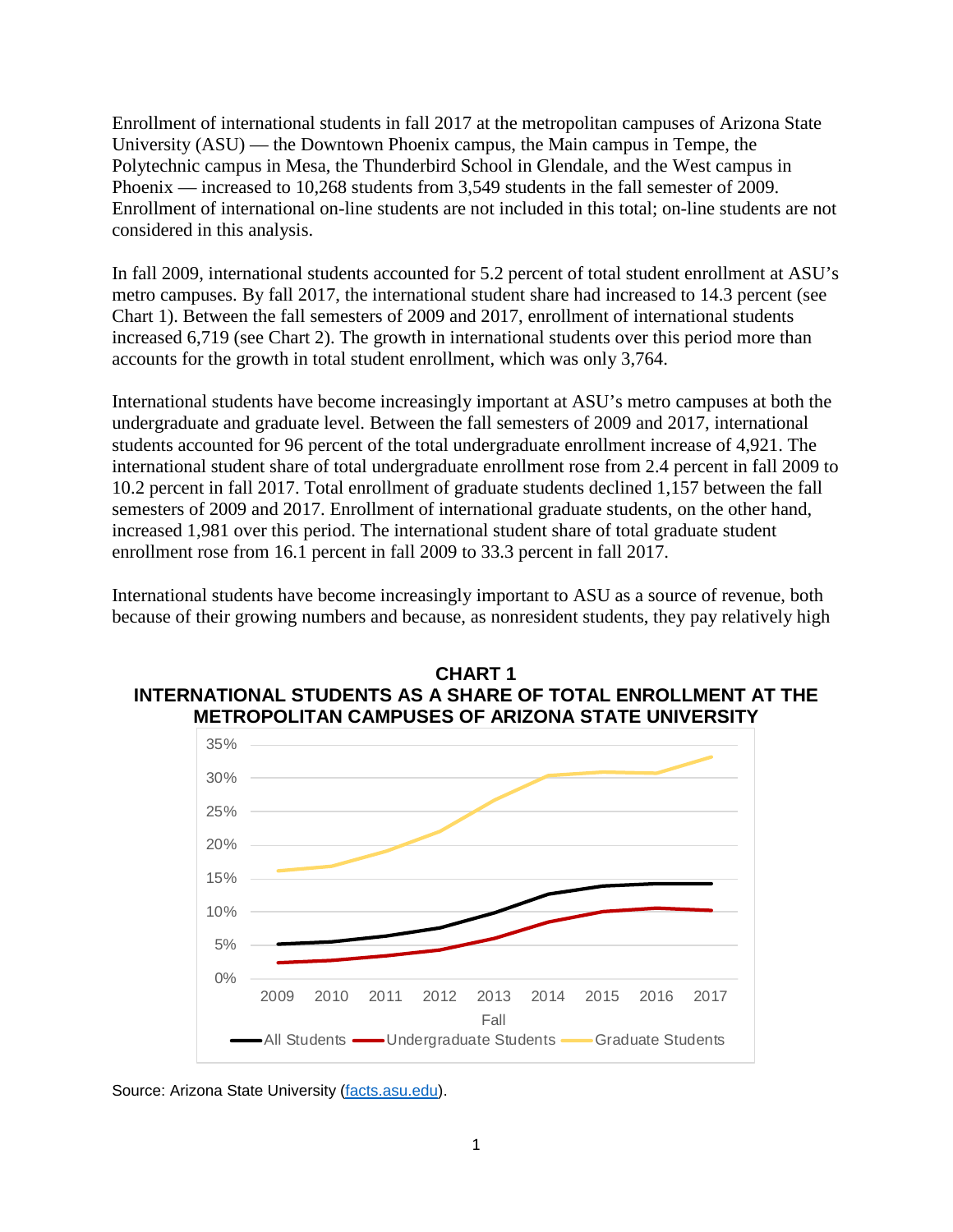Enrollment of international students in fall 2017 at the metropolitan campuses of Arizona State University (ASU) — the Downtown Phoenix campus, the Main campus in Tempe, the Polytechnic campus in Mesa, the Thunderbird School in Glendale, and the West campus in Phoenix — increased to 10,268 students from 3,549 students in the fall semester of 2009. Enrollment of international on-line students are not included in this total; on-line students are not considered in this analysis.

In fall 2009, international students accounted for 5.2 percent of total student enrollment at ASU's metro campuses. By fall 2017, the international student share had increased to 14.3 percent (see Chart 1). Between the fall semesters of 2009 and 2017, enrollment of international students increased 6,719 (see Chart 2). The growth in international students over this period more than accounts for the growth in total student enrollment, which was only 3,764.

International students have become increasingly important at ASU's metro campuses at both the undergraduate and graduate level. Between the fall semesters of 2009 and 2017, international students accounted for 96 percent of the total undergraduate enrollment increase of 4,921. The international student share of total undergraduate enrollment rose from 2.4 percent in fall 2009 to 10.2 percent in fall 2017. Total enrollment of graduate students declined 1,157 between the fall semesters of 2009 and 2017. Enrollment of international graduate students, on the other hand, increased 1,981 over this period. The international student share of total graduate student enrollment rose from 16.1 percent in fall 2009 to 33.3 percent in fall 2017.

International students have become increasingly important to ASU as a source of revenue, both because of their growing numbers and because, as nonresident students, they pay relatively high

**CHART 1**
**INTERNATIONAL STUDENTS AS A SHARE OF TOTAL ENROLLMENT AT THE METROPOLITAN CAMPUSES OF ARIZONA STATE UNIVERSITY**

Source: Arizona State University (facts.asu.edu).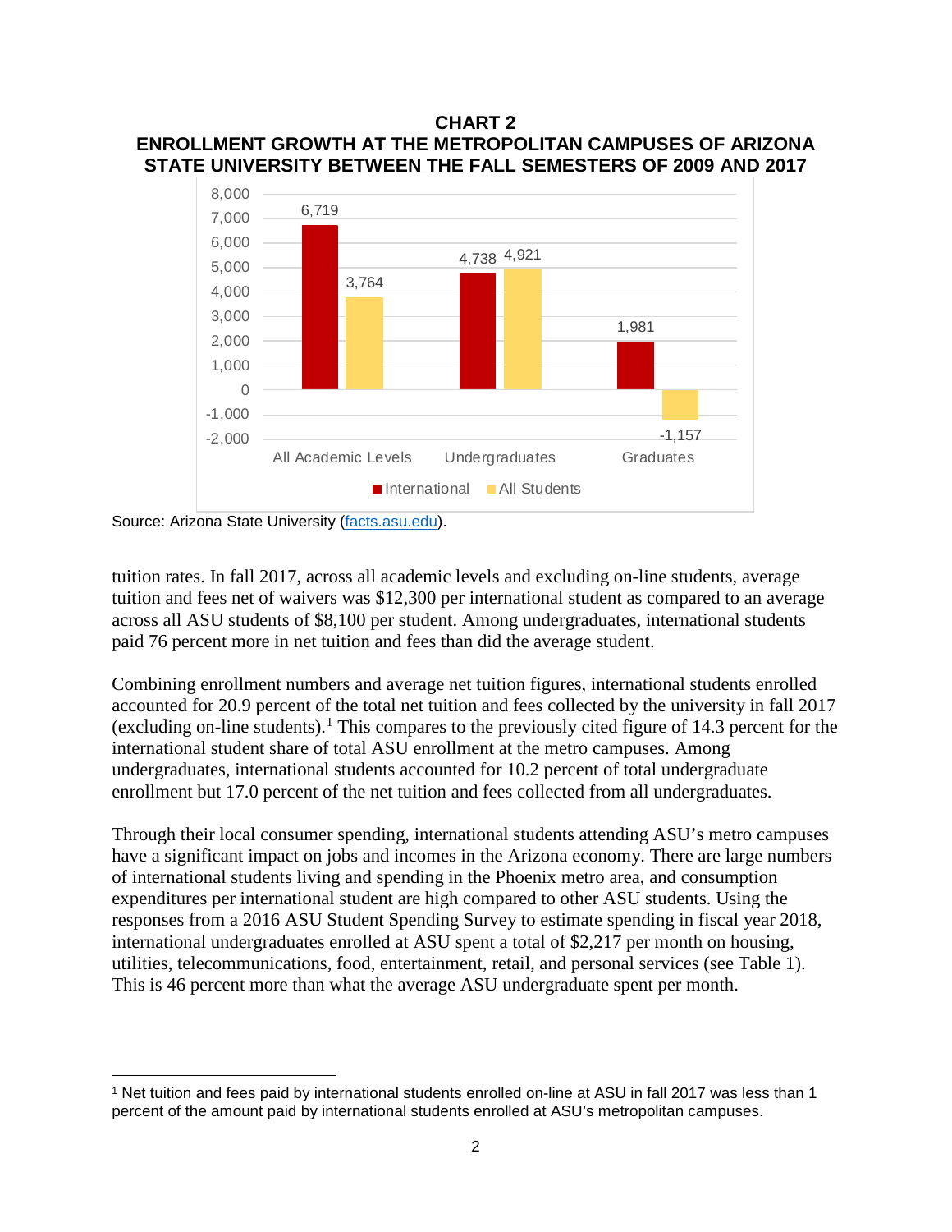**CHART 2**
**ENROLLMENT GROWTH AT THE METROPOLITAN CAMPUSES OF ARIZONA STATE UNIVERSITY BETWEEN THE FALL SEMESTERS OF 2009 AND 2017**

| | International | All Students |
|---|---|---|
| All Academic Levels | 6,719 | 3,764 |
| Undergraduates | 4,738 | 4,921 |
| Graduates | 1,981 | -1,157 |

Source: Arizona State University (facts.asu.edu).

tuition rates. In fall 2017, across all academic levels and excluding on-line students, average tuition and fees net of waivers was $12,300 per international student as compared to an average across all ASU students of $8,100 per student. Among undergraduates, international students paid 76 percent more in net tuition and fees than did the average student.

Combining enrollment numbers and average net tuition figures, international students enrolled accounted for 20.9 percent of the total net tuition and fees collected by the university in fall 2017 (excluding on-line students).[1] This compares to the previously cited figure of 14.3 percent for the international student share of total ASU enrollment at the metro campuses. Among undergraduates, international students accounted for 10.2 percent of total undergraduate enrollment but 17.0 percent of the net tuition and fees collected from all undergraduates.

Through their local consumer spending, international students attending ASU's metro campuses have a significant impact on jobs and incomes in the Arizona economy. There are large numbers of international students living and spending in the Phoenix metro area, and consumption expenditures per international student are high compared to other ASU students. Using the responses from a 2016 ASU Student Spending Survey to estimate spending in fiscal year 2018, international undergraduates enrolled at ASU spent a total of $2,217 per month on housing, utilities, telecommunications, food, entertainment, retail, and personal services (see Table 1). This is 46 percent more than what the average ASU undergraduate spent per month.

[1] Net tuition and fees paid by international students enrolled on-line at ASU in fall 2017 was less than 1 percent of the amount paid by international students enrolled at ASU's metropolitan campuses.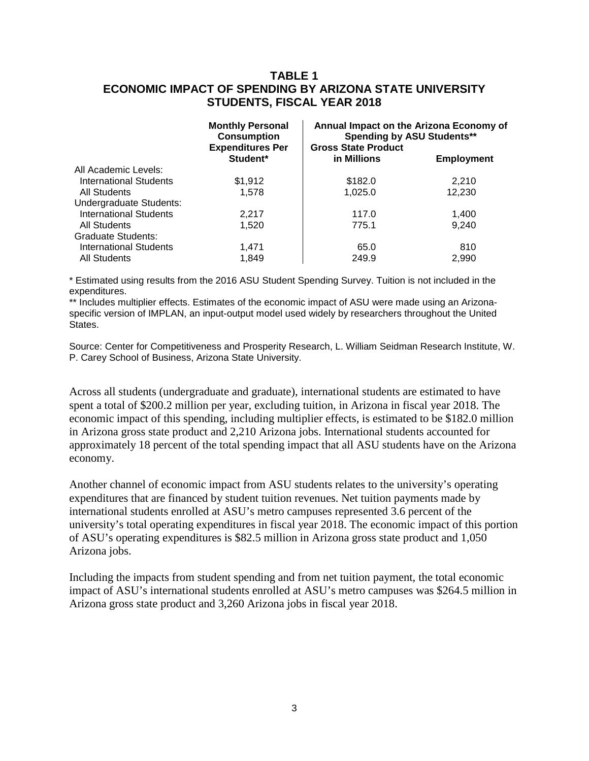### TABLE 1
### ECONOMIC IMPACT OF SPENDING BY ARIZONA STATE UNIVERSITY STUDENTS, FISCAL YEAR 2018

| | Monthly Personal Consumption Expenditures Per Student* | Annual Impact on the Arizona Economy of Spending by ASU Students** | |
|---|---|---|---|
| | | Gross State Product in Millions | Employment |
| All Academic Levels: | | | |
| International Students | $1,912 | $182.0 | 2,210 |
| All Students | 1,578 | 1,025.0 | 12,230 |
| Undergraduate Students: | | | |
| International Students | 2,217 | 117.0 | 1,400 |
| All Students | 1,520 | 775.1 | 9,240 |
| Graduate Students: | | | |
| International Students | 1,471 | 65.0 | 810 |
| All Students | 1,849 | 249.9 | 2,990 |

\* Estimated using results from the 2016 ASU Student Spending Survey. Tuition is not included in the expenditures.

** Includes multiplier effects. Estimates of the economic impact of ASU were made using an Arizona-specific version of IMPLAN, an input-output model used widely by researchers throughout the United States.

Source: Center for Competitiveness and Prosperity Research, L. William Seidman Research Institute, W. P. Carey School of Business, Arizona State University.

Across all students (undergraduate and graduate), international students are estimated to have spent a total of $200.2 million per year, excluding tuition, in Arizona in fiscal year 2018. The economic impact of this spending, including multiplier effects, is estimated to be $182.0 million in Arizona gross state product and 2,210 Arizona jobs. International students accounted for approximately 18 percent of the total spending impact that all ASU students have on the Arizona economy.

Another channel of economic impact from ASU students relates to the university's operating expenditures that are financed by student tuition revenues. Net tuition payments made by international students enrolled at ASU's metro campuses represented 3.6 percent of the university's total operating expenditures in fiscal year 2018. The economic impact of this portion of ASU's operating expenditures is $82.5 million in Arizona gross state product and 1,050 Arizona jobs.

Including the impacts from student spending and from net tuition payment, the total economic impact of ASU's international students enrolled at ASU's metro campuses was $264.5 million in Arizona gross state product and 3,260 Arizona jobs in fiscal year 2018.